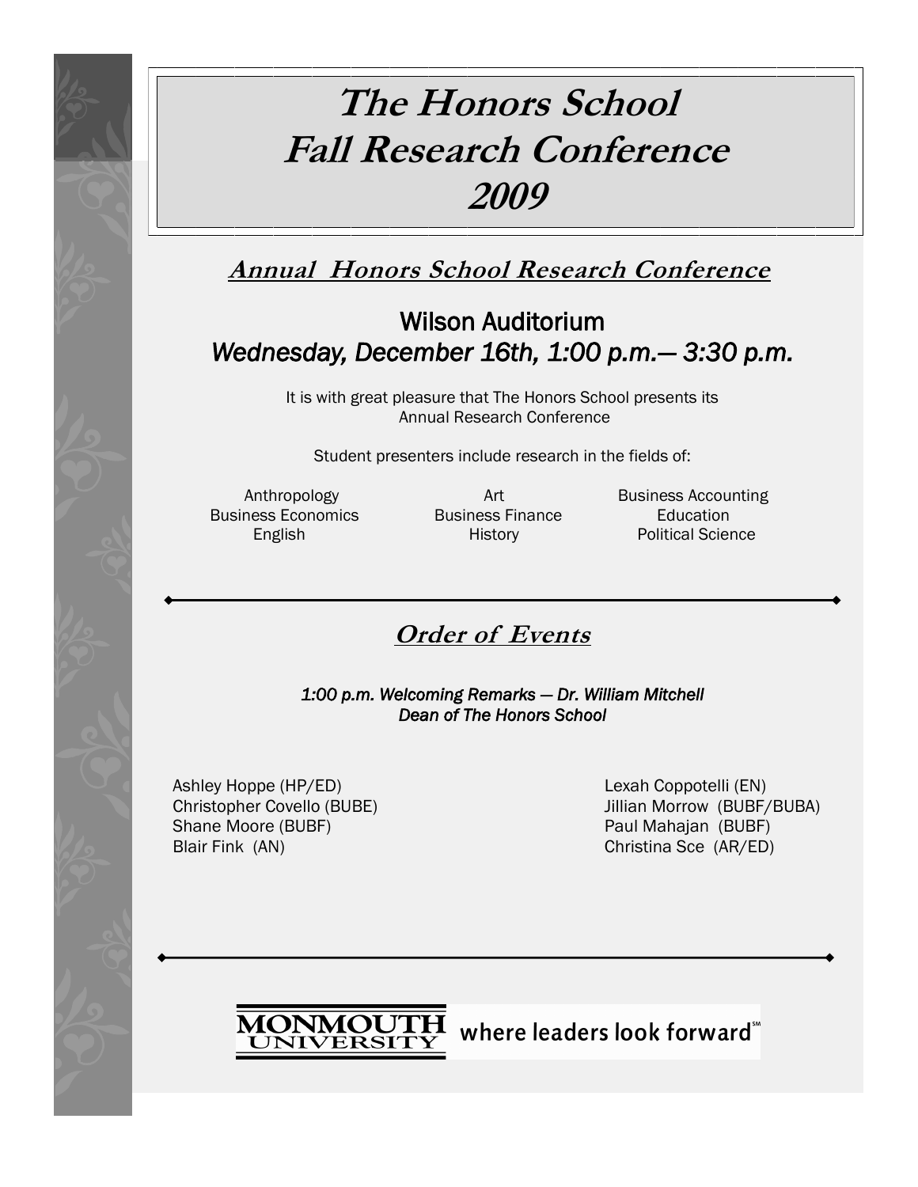# The Honors School Fall Research Conference 2009

## Annual Honors School Research Conference

### Wilson Auditorium
### *Wednesday, December 16th, 1:00 p.m.— 3:30 p.m.*

It is with great pleasure that The Honors School presents its Annual Research Conference

Student presenters include research in the fields of:

| | | |
|---|---|---|
| Anthropology | Art | Business Accounting |
| Business Economics | Business Finance | Education |
| English | History | Political Science |

---

## Order of Events

*1:00 p.m. Welcoming Remarks — Dr. William Mitchell*
*Dean of The Honors School*

- Ashley Hoppe (HP/ED)
- Christopher Covello (BUBE)
- Shane Moore (BUBF)
- Blair Fink (AN)
- Lexah Coppotelli (EN)
- Jillian Morrow (BUBF/BUBA)
- Paul Mahajan (BUBF)
- Christina Sce (AR/ED)

---

MONMOUTH UNIVERSITY where leaders look forward℠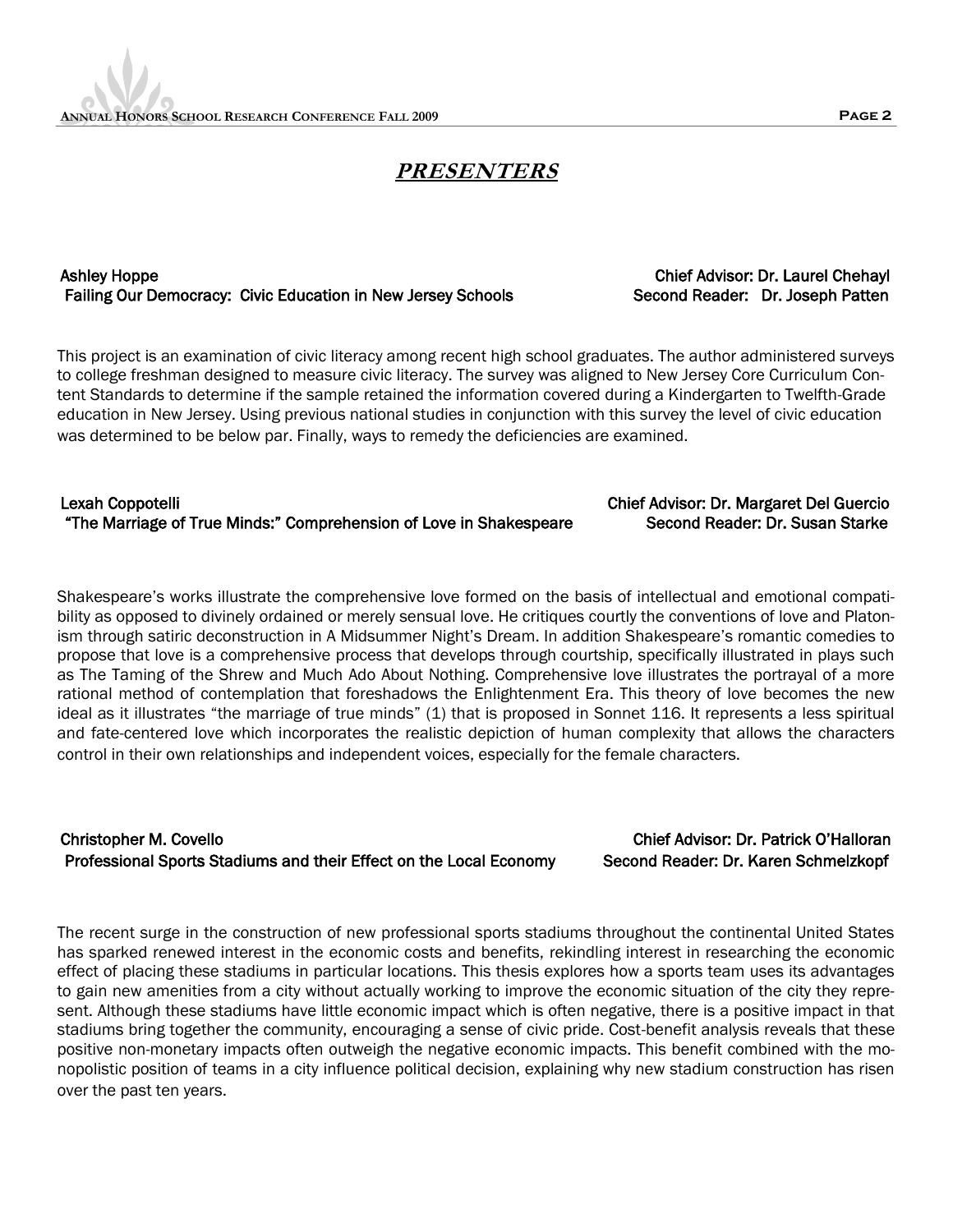# *PRESENTERS*

**Ashley Hoppe**
**Failing Our Democracy: Civic Education in New Jersey Schools**

**Chief Advisor: Dr. Laurel Chehayl**
**Second Reader: Dr. Joseph Patten**

This project is an examination of civic literacy among recent high school graduates. The author administered surveys to college freshman designed to measure civic literacy. The survey was aligned to New Jersey Core Curriculum Content Standards to determine if the sample retained the information covered during a Kindergarten to Twelfth-Grade education in New Jersey. Using previous national studies in conjunction with this survey the level of civic education was determined to be below par. Finally, ways to remedy the deficiencies are examined.

**Lexah Coppotelli**
**"The Marriage of True Minds:" Comprehension of Love in Shakespeare**

**Chief Advisor: Dr. Margaret Del Guercio**
**Second Reader: Dr. Susan Starke**

Shakespeare's works illustrate the comprehensive love formed on the basis of intellectual and emotional compatibility as opposed to divinely ordained or merely sensual love. He critiques courtly the conventions of love and Platonism through satiric deconstruction in A Midsummer Night's Dream. In addition Shakespeare's romantic comedies to propose that love is a comprehensive process that develops through courtship, specifically illustrated in plays such as The Taming of the Shrew and Much Ado About Nothing. Comprehensive love illustrates the portrayal of a more rational method of contemplation that foreshadows the Enlightenment Era. This theory of love becomes the new ideal as it illustrates "the marriage of true minds" (1) that is proposed in Sonnet 116. It represents a less spiritual and fate-centered love which incorporates the realistic depiction of human complexity that allows the characters control in their own relationships and independent voices, especially for the female characters.

**Christopher M. Covello**
**Professional Sports Stadiums and their Effect on the Local Economy**

**Chief Advisor: Dr. Patrick O'Halloran**
**Second Reader: Dr. Karen Schmelzkopf**

The recent surge in the construction of new professional sports stadiums throughout the continental United States has sparked renewed interest in the economic costs and benefits, rekindling interest in researching the economic effect of placing these stadiums in particular locations. This thesis explores how a sports team uses its advantages to gain new amenities from a city without actually working to improve the economic situation of the city they represent. Although these stadiums have little economic impact which is often negative, there is a positive impact in that stadiums bring together the community, encouraging a sense of civic pride. Cost-benefit analysis reveals that these positive non-monetary impacts often outweigh the negative economic impacts. This benefit combined with the monopolistic position of teams in a city influence political decision, explaining why new stadium construction has risen over the past ten years.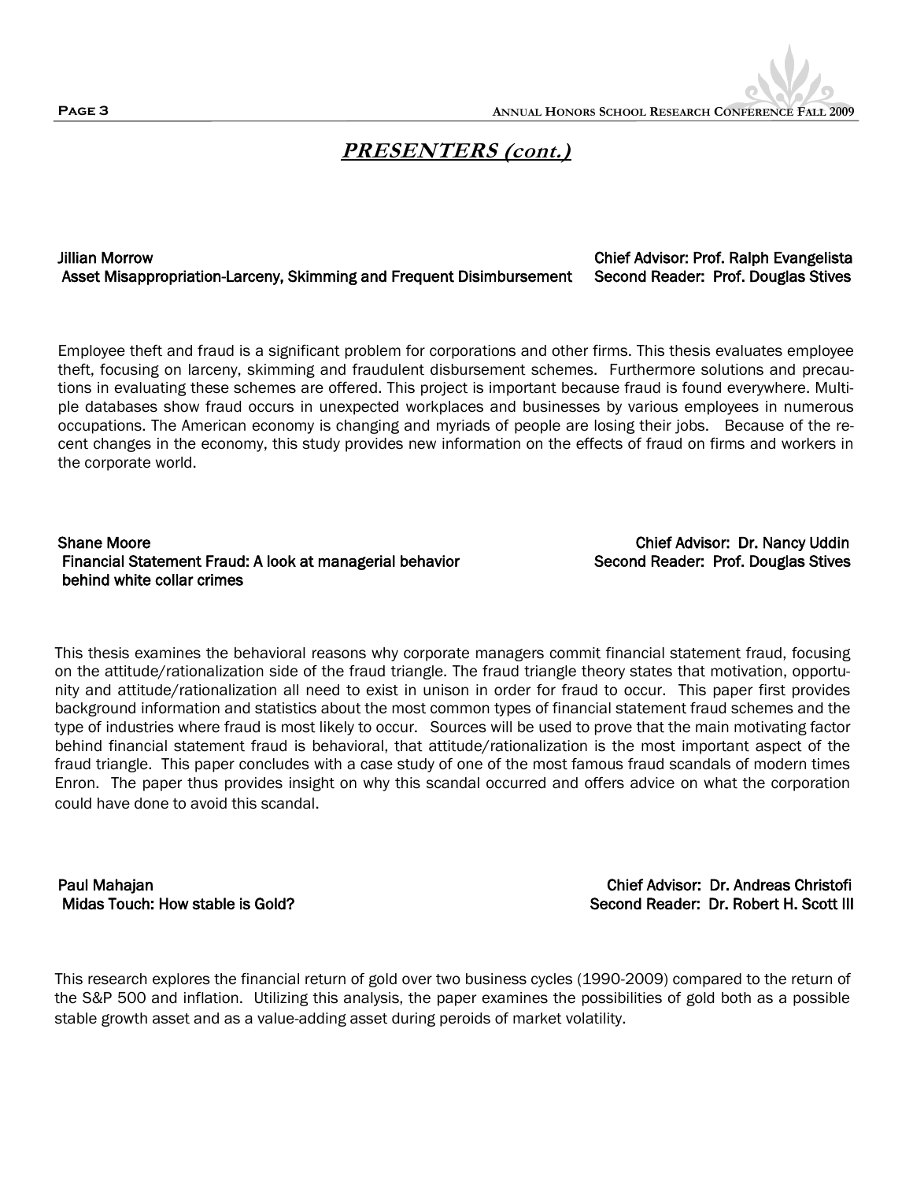## *PRESENTERS (cont.)*

**Jillian Morrow**
**Asset Misappropriation-Larceny, Skimming and Frequent Disimbursement**
**Chief Advisor: Prof. Ralph Evangelista**
**Second Reader: Prof. Douglas Stives**

Employee theft and fraud is a significant problem for corporations and other firms. This thesis evaluates employee theft, focusing on larceny, skimming and fraudulent disbursement schemes. Furthermore solutions and precautions in evaluating these schemes are offered. This project is important because fraud is found everywhere. Multiple databases show fraud occurs in unexpected workplaces and businesses by various employees in numerous occupations. The American economy is changing and myriads of people are losing their jobs. Because of the recent changes in the economy, this study provides new information on the effects of fraud on firms and workers in the corporate world.

**Shane Moore**
**Financial Statement Fraud: A look at managerial behavior behind white collar crimes**
**Chief Advisor: Dr. Nancy Uddin**
**Second Reader: Prof. Douglas Stives**

This thesis examines the behavioral reasons why corporate managers commit financial statement fraud, focusing on the attitude/rationalization side of the fraud triangle. The fraud triangle theory states that motivation, opportunity and attitude/rationalization all need to exist in unison in order for fraud to occur. This paper first provides background information and statistics about the most common types of financial statement fraud schemes and the type of industries where fraud is most likely to occur. Sources will be used to prove that the main motivating factor behind financial statement fraud is behavioral, that attitude/rationalization is the most important aspect of the fraud triangle. This paper concludes with a case study of one of the most famous fraud scandals of modern times Enron. The paper thus provides insight on why this scandal occurred and offers advice on what the corporation could have done to avoid this scandal.

**Paul Mahajan**
**Midas Touch: How stable is Gold?**
**Chief Advisor: Dr. Andreas Christofi**
**Second Reader: Dr. Robert H. Scott III**

This research explores the financial return of gold over two business cycles (1990-2009) compared to the return of the S&P 500 and inflation. Utilizing this analysis, the paper examines the possibilities of gold both as a possible stable growth asset and as a value-adding asset during peroids of market volatility.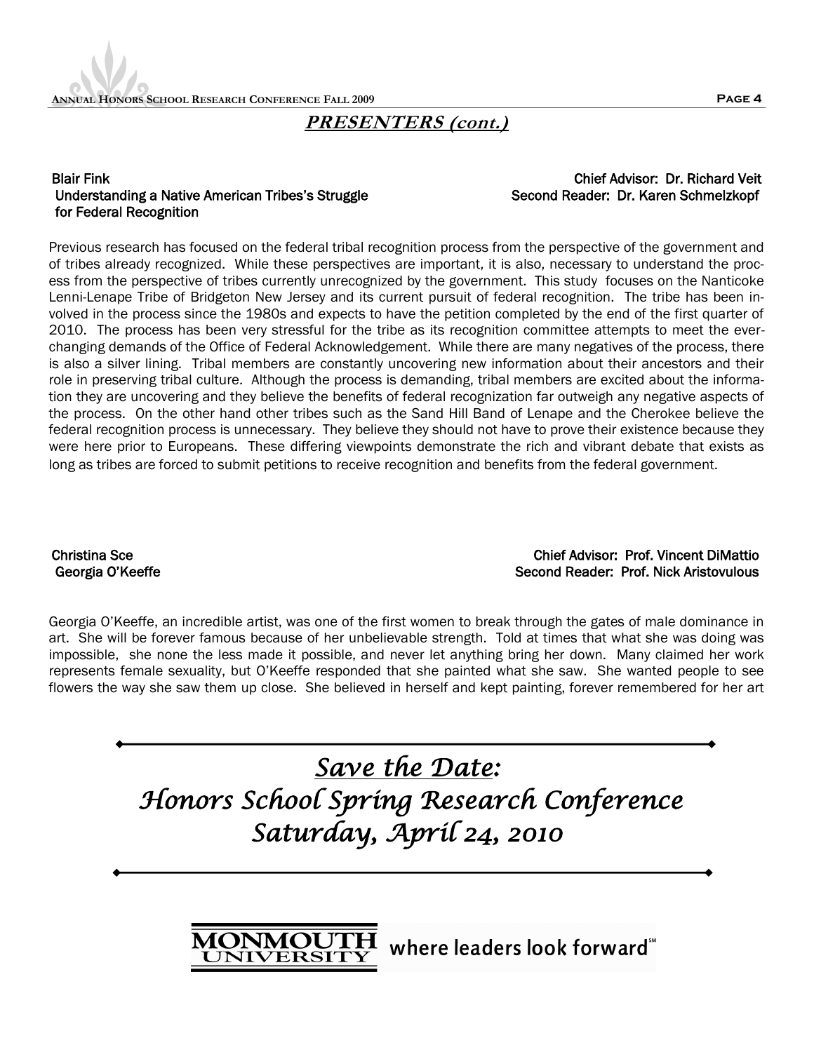## PRESENTERS (cont.)

**Blair Fink**
**Understanding a Native American Tribes's Struggle for Federal Recognition**

**Chief Advisor: Dr. Richard Veit**
**Second Reader: Dr. Karen Schmelzkopf**

Previous research has focused on the federal tribal recognition process from the perspective of the government and of tribes already recognized. While these perspectives are important, it is also, necessary to understand the process from the perspective of tribes currently unrecognized by the government. This study focuses on the Nanticoke Lenni-Lenape Tribe of Bridgeton New Jersey and its current pursuit of federal recognition. The tribe has been involved in the process since the 1980s and expects to have the petition completed by the end of the first quarter of 2010. The process has been very stressful for the tribe as its recognition committee attempts to meet the ever-changing demands of the Office of Federal Acknowledgement. While there are many negatives of the process, there is also a silver lining. Tribal members are constantly uncovering new information about their ancestors and their role in preserving tribal culture. Although the process is demanding, tribal members are excited about the information they are uncovering and they believe the benefits of federal recognization far outweigh any negative aspects of the process. On the other hand other tribes such as the Sand Hill Band of Lenape and the Cherokee believe the federal recognition process is unnecessary. They believe they should not have to prove their existence because they were here prior to Europeans. These differing viewpoints demonstrate the rich and vibrant debate that exists as long as tribes are forced to submit petitions to receive recognition and benefits from the federal government.

**Christina Sce**
**Georgia O'Keeffe**

**Chief Advisor: Prof. Vincent DiMattio**
**Second Reader: Prof. Nick Aristovulous**

Georgia O'Keeffe, an incredible artist, was one of the first women to break through the gates of male dominance in art. She will be forever famous because of her unbelievable strength. Told at times that what she was doing was impossible, she none the less made it possible, and never let anything bring her down. Many claimed her work represents female sexuality, but O'Keeffe responded that she painted what she saw. She wanted people to see flowers the way she saw them up close. She believed in herself and kept painting, forever remembered for her art

***Save the Date:***
***Honors School Spring Research Conference***
***Saturday, April 24, 2010***

MONMOUTH UNIVERSITY where leaders look forward℠